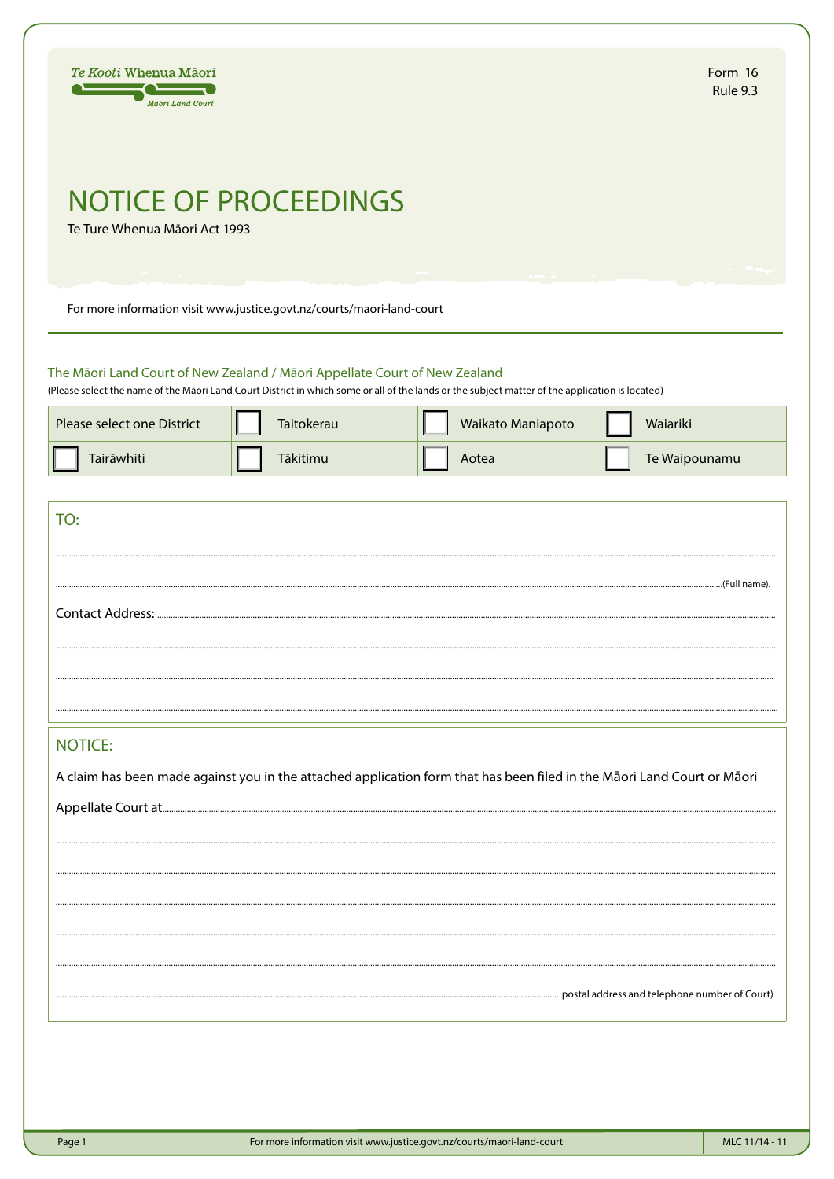Te Kooti Whenua Māori
Māori Land Court

Form 16
Rule 9.3

# NOTICE OF PROCEEDINGS

Te Ture Whenua Māori Act 1993

For more information visit www.justice.govt.nz/courts/maori-land-court

## The Māori Land Court of New Zealand / Māori Appellate Court of New Zealand

(Please select the name of the Māori Land Court District in which some or all of the lands or the subject matter of the application is located)

| Please select one District | ☐ Taitokerau | ☐ Waikato Maniapoto | ☐ Waiariki |
|---|---|---|---|
| ☐ Tairāwhiti | ☐ Tākitimu | ☐ Aotea | ☐ Te Waipounamu |

## TO:

.................................................................................................................................................................................

.................................................................................................................................................................................(Full name).

Contact Address: .................................................................................................................................................................................

.................................................................................................................................................................................

.................................................................................................................................................................................

.................................................................................................................................................................................

## NOTICE:

A claim has been made against you in the attached application form that has been filed in the Māori Land Court or Māori Appellate Court at.................................................................................................................................................................................

.................................................................................................................................................................................

.................................................................................................................................................................................

.................................................................................................................................................................................

.................................................................................................................................................................................

.................................................................................................................................................................................

................................................................................................................................................................................. postal address and telephone number of Court)

MLC 11/14 - 11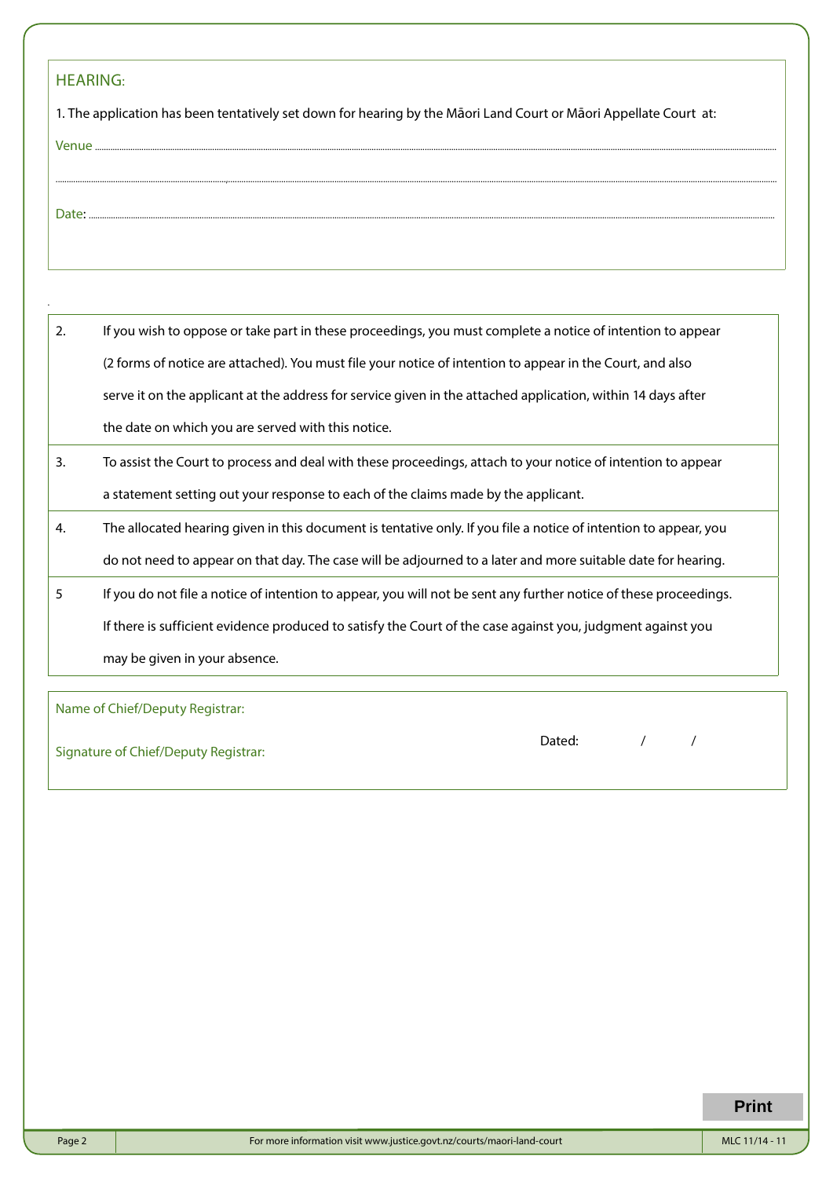## HEARING:

1. The application has been tentatively set down for hearing by the Māori Land Court or Māori Appellate Court at:

Venue ..............................................................................................................................................

..............................................................................................................................................

Date: ..............................................................................................................................................

| | |
|---|---|
| 2. | If you wish to oppose or take part in these proceedings, you must complete a notice of intention to appear (2 forms of notice are attached). You must file your notice of intention to appear in the Court, and also serve it on the applicant at the address for service given in the attached application, within 14 days after the date on which you are served with this notice. |
| 3. | To assist the Court to process and deal with these proceedings, attach to your notice of intention to appear a statement setting out your response to each of the claims made by the applicant. |
| 4. | The allocated hearing given in this document is tentative only. If you file a notice of intention to appear, you do not need to appear on that day. The case will be adjourned to a later and more suitable date for hearing. |
| 5 | If you do not file a notice of intention to appear, you will not be sent any further notice of these proceedings. If there is sufficient evidence produced to satisfy the Court of the case against you, judgment against you may be given in your absence. |

Name of Chief/Deputy Registrar:

Signature of Chief/Deputy Registrar:

Dated: / /

Print

For more information visit www.justice.govt.nz/courts/maori-land-court

MLC 11/14 - 11